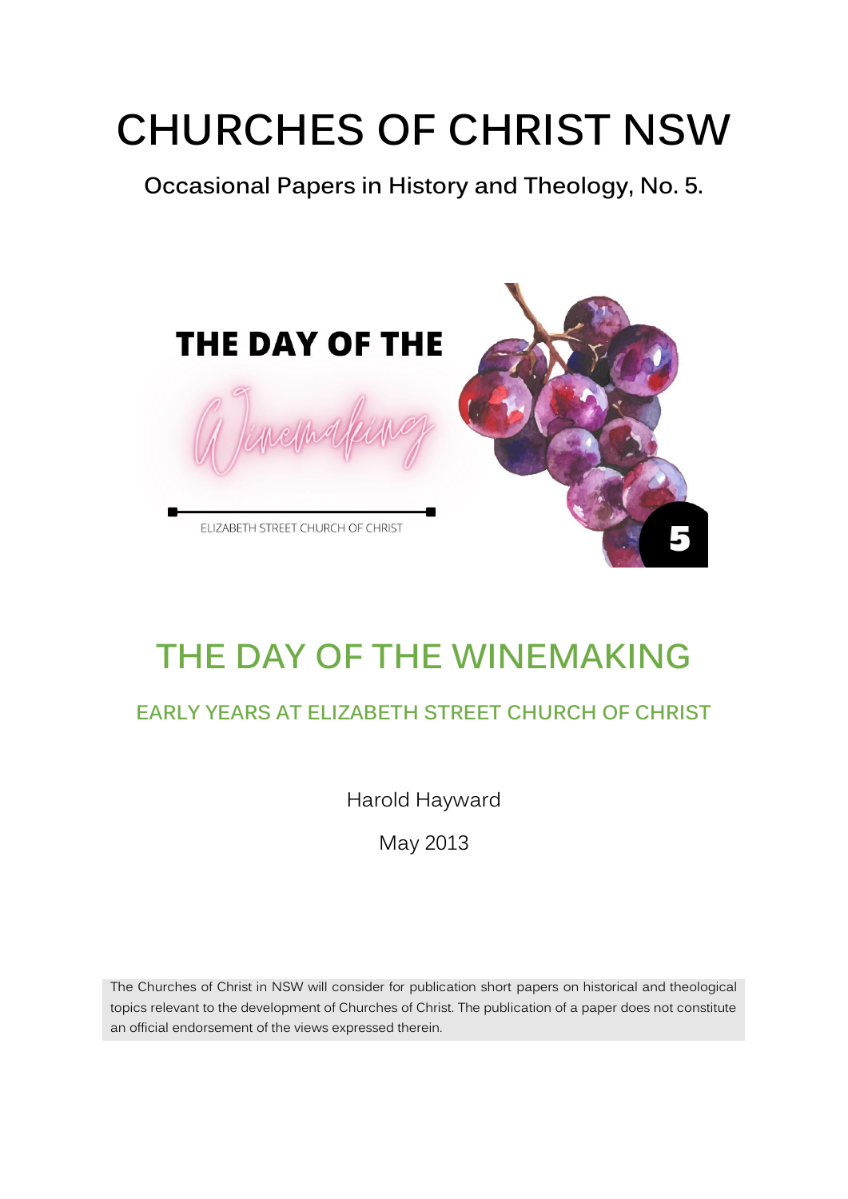# CHURCHES OF CHRIST NSW

**Occasional Papers in History and Theology, No. 5.**

THE DAY OF THE

Winemaking

ELIZABETH STREET CHURCH OF CHRIST

5

## THE DAY OF THE WINEMAKING

### EARLY YEARS AT ELIZABETH STREET CHURCH OF CHRIST

Harold Hayward

May 2013

The Churches of Christ in NSW will consider for publication short papers on historical and theological topics relevant to the development of Churches of Christ. The publication of a paper does not constitute an official endorsement of the views expressed therein.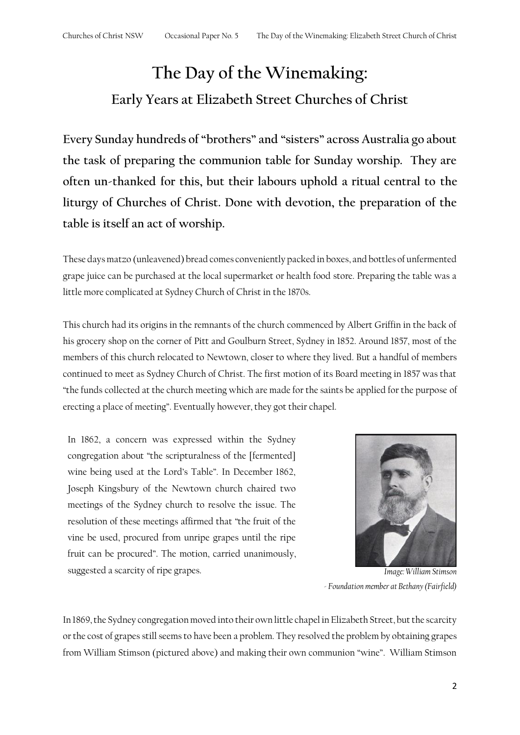# The Day of the Winemaking:

## Early Years at Elizabeth Street Churches of Christ

**Every Sunday hundreds of "brothers" and "sisters" across Australia go about the task of preparing the communion table for Sunday worship. They are often un-thanked for this, but their labours uphold a ritual central to the liturgy of Churches of Christ. Done with devotion, the preparation of the table is itself an act of worship.**

These days matzo (unleavened) bread comes conveniently packed in boxes, and bottles of unfermented grape juice can be purchased at the local supermarket or health food store. Preparing the table was a little more complicated at Sydney Church of Christ in the 1870s.

This church had its origins in the remnants of the church commenced by Albert Griffin in the back of his grocery shop on the corner of Pitt and Goulburn Street, Sydney in 1852. Around 1857, most of the members of this church relocated to Newtown, closer to where they lived. But a handful of members continued to meet as Sydney Church of Christ. The first motion of its Board meeting in 1857 was that "the funds collected at the church meeting which are made for the saints be applied for the purpose of erecting a place of meeting". Eventually however, they got their chapel.

In 1862, a concern was expressed within the Sydney congregation about "the scripturalness of the [fermented] wine being used at the Lord's Table". In December 1862, Joseph Kingsbury of the Newtown church chaired two meetings of the Sydney church to resolve the issue. The resolution of these meetings affirmed that "the fruit of the vine be used, procured from unripe grapes until the ripe fruit can be procured". The motion, carried unanimously, suggested a scarcity of ripe grapes.

*Image: William Stimson - Foundation member at Bethany (Fairfield)*

In 1869, the Sydney congregation moved into their own little chapel in Elizabeth Street, but the scarcity or the cost of grapes still seems to have been a problem. They resolved the problem by obtaining grapes from William Stimson (pictured above) and making their own communion "wine". William Stimson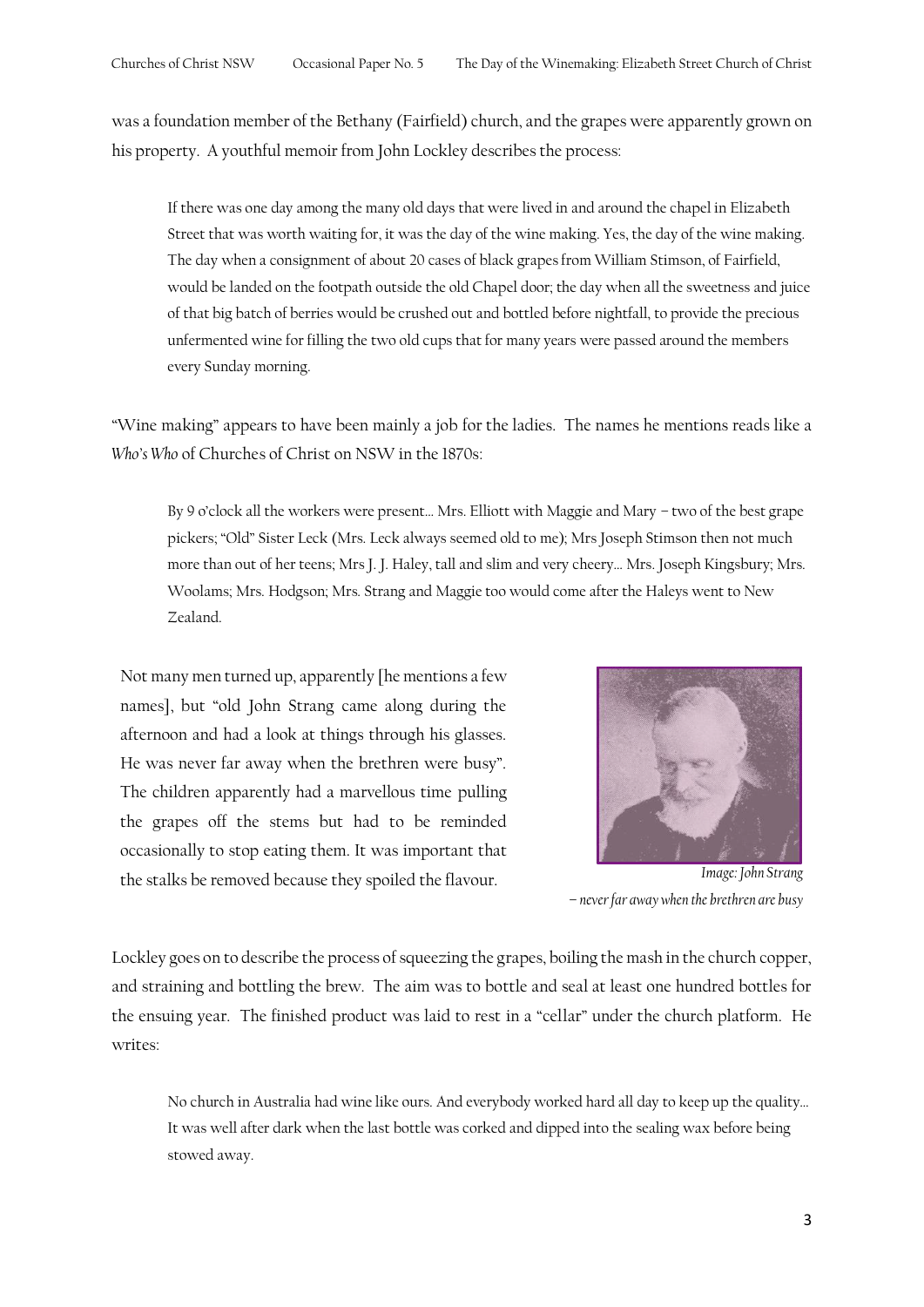was a foundation member of the Bethany (Fairfield) church, and the grapes were apparently grown on his property. A youthful memoir from John Lockley describes the process:

> If there was one day among the many old days that were lived in and around the chapel in Elizabeth Street that was worth waiting for, it was the day of the wine making. Yes, the day of the wine making. The day when a consignment of about 20 cases of black grapes from William Stimson, of Fairfield, would be landed on the footpath outside the old Chapel door; the day when all the sweetness and juice of that big batch of berries would be crushed out and bottled before nightfall, to provide the precious unfermented wine for filling the two old cups that for many years were passed around the members every Sunday morning.

"Wine making" appears to have been mainly a job for the ladies. The names he mentions reads like a *Who's Who* of Churches of Christ on NSW in the 1870s:

> By 9 o'clock all the workers were present… Mrs. Elliott with Maggie and Mary – two of the best grape pickers; "Old" Sister Leck (Mrs. Leck always seemed old to me); Mrs Joseph Stimson then not much more than out of her teens; Mrs J. J. Haley, tall and slim and very cheery… Mrs. Joseph Kingsbury; Mrs. Woolams; Mrs. Hodgson; Mrs. Strang and Maggie too would come after the Haleys went to New Zealand.

Not many men turned up, apparently [he mentions a few names], but "old John Strang came along during the afternoon and had a look at things through his glasses. He was never far away when the brethren were busy". The children apparently had a marvellous time pulling the grapes off the stems but had to be reminded occasionally to stop eating them. It was important that the stalks be removed because they spoiled the flavour.

*Image: John Strang – never far away when the brethren are busy*

Lockley goes on to describe the process of squeezing the grapes, boiling the mash in the church copper, and straining and bottling the brew. The aim was to bottle and seal at least one hundred bottles for the ensuing year. The finished product was laid to rest in a "cellar" under the church platform. He writes:

> No church in Australia had wine like ours. And everybody worked hard all day to keep up the quality… It was well after dark when the last bottle was corked and dipped into the sealing wax before being stowed away.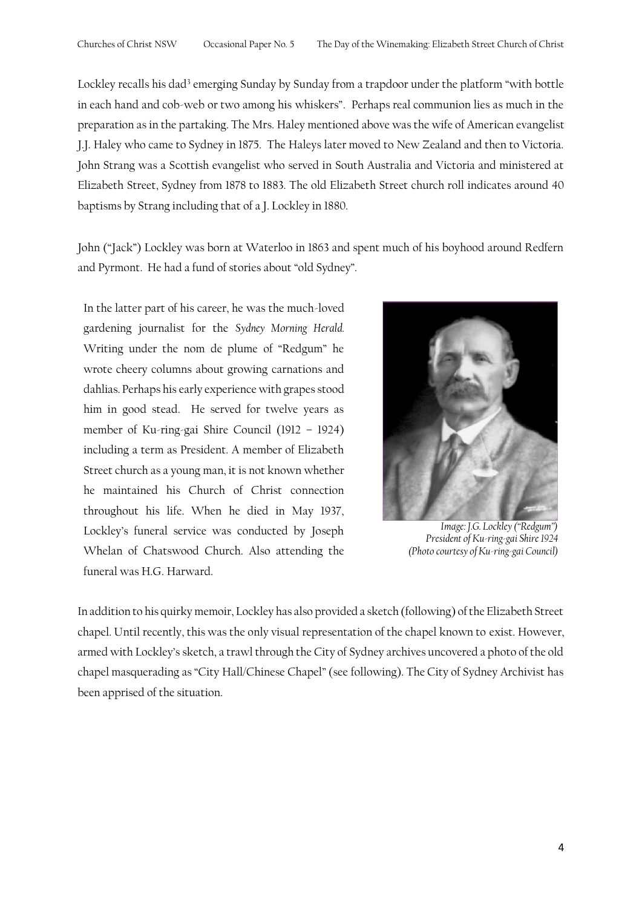Lockley recalls his dad[3] emerging Sunday by Sunday from a trapdoor under the platform "with bottle in each hand and cob-web or two among his whiskers". Perhaps real communion lies as much in the preparation as in the partaking. The Mrs. Haley mentioned above was the wife of American evangelist J.J. Haley who came to Sydney in 1875. The Haleys later moved to New Zealand and then to Victoria. John Strang was a Scottish evangelist who served in South Australia and Victoria and ministered at Elizabeth Street, Sydney from 1878 to 1883. The old Elizabeth Street church roll indicates around 40 baptisms by Strang including that of a J. Lockley in 1880.

John ("Jack") Lockley was born at Waterloo in 1863 and spent much of his boyhood around Redfern and Pyrmont. He had a fund of stories about "old Sydney".

In the latter part of his career, he was the much-loved gardening journalist for the *Sydney Morning Herald*. Writing under the nom de plume of "Redgum" he wrote cheery columns about growing carnations and dahlias. Perhaps his early experience with grapes stood him in good stead. He served for twelve years as member of Ku-ring-gai Shire Council (1912 – 1924) including a term as President. A member of Elizabeth Street church as a young man, it is not known whether he maintained his Church of Christ connection throughout his life. When he died in May 1937, Lockley's funeral service was conducted by Joseph Whelan of Chatswood Church. Also attending the funeral was H.G. Harward.

*Image: J.G. Lockley ("Redgum") President of Ku-ring-gai Shire 1924 (Photo courtesy of Ku-ring-gai Council)*

In addition to his quirky memoir, Lockley has also provided a sketch (following) of the Elizabeth Street chapel. Until recently, this was the only visual representation of the chapel known to exist. However, armed with Lockley's sketch, a trawl through the City of Sydney archives uncovered a photo of the old chapel masquerading as "City Hall/Chinese Chapel" (see following). The City of Sydney Archivist has been apprised of the situation.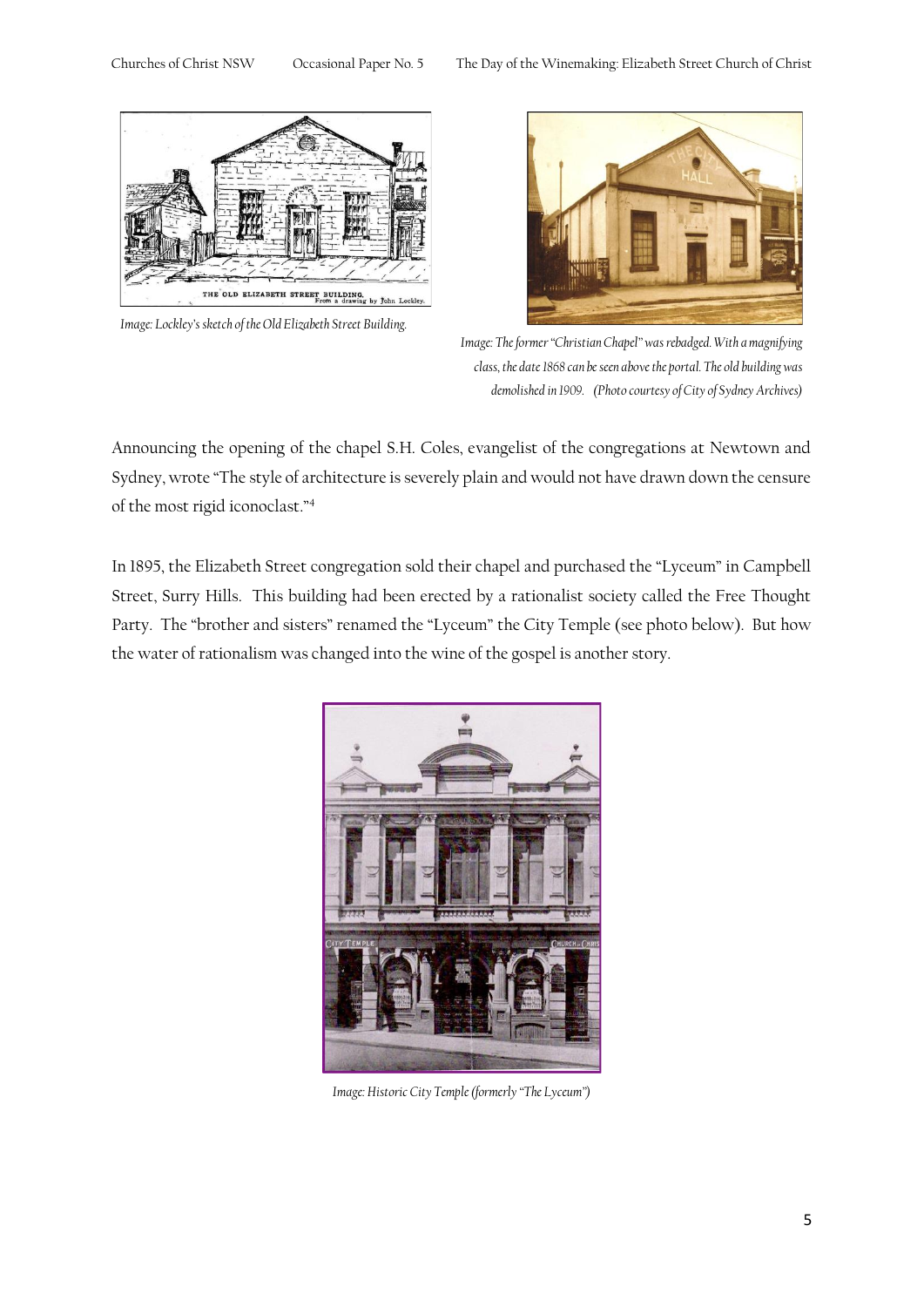Image: Lockley's sketch of the Old Elizabeth Street Building.

Image: The former "Christian Chapel" was rebadged. With a magnifying class, the date 1868 can be seen above the portal. The old building was demolished in 1909. (Photo courtesy of City of Sydney Archives)

Announcing the opening of the chapel S.H. Coles, evangelist of the congregations at Newtown and Sydney, wrote "The style of architecture is severely plain and would not have drawn down the censure of the most rigid iconoclast."[4]

In 1895, the Elizabeth Street congregation sold their chapel and purchased the "Lyceum" in Campbell Street, Surry Hills. This building had been erected by a rationalist society called the Free Thought Party. The "brother and sisters" renamed the "Lyceum" the City Temple (see photo below). But how the water of rationalism was changed into the wine of the gospel is another story.

Image: Historic City Temple (formerly "The Lyceum")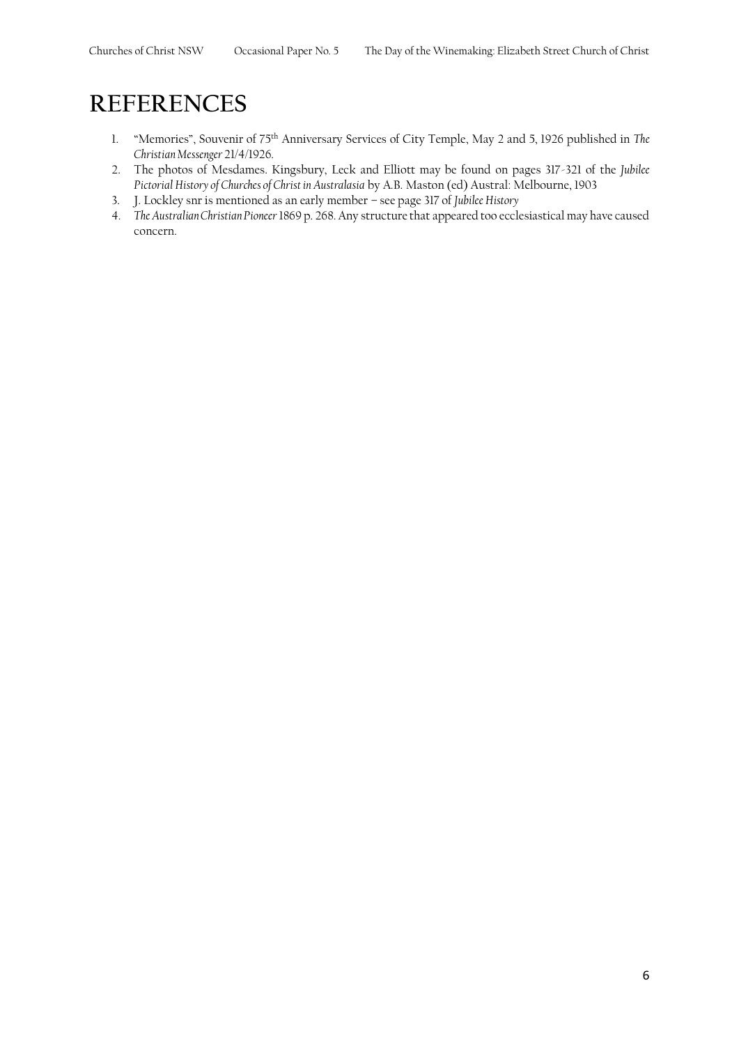# REFERENCES

1. "Memories", Souvenir of 75th Anniversary Services of City Temple, May 2 and 5, 1926 published in *The Christian Messenger* 21/4/1926.
2. The photos of Mesdames. Kingsbury, Leck and Elliott may be found on pages 317-321 of the *Jubilee Pictorial History of Churches of Christ in Australasia* by A.B. Maston (ed) Austral: Melbourne, 1903
3. J. Lockley snr is mentioned as an early member – see page 317 of *Jubilee History*
4. *The Australian Christian Pioneer* 1869 p. 268. Any structure that appeared too ecclesiastical may have caused concern.